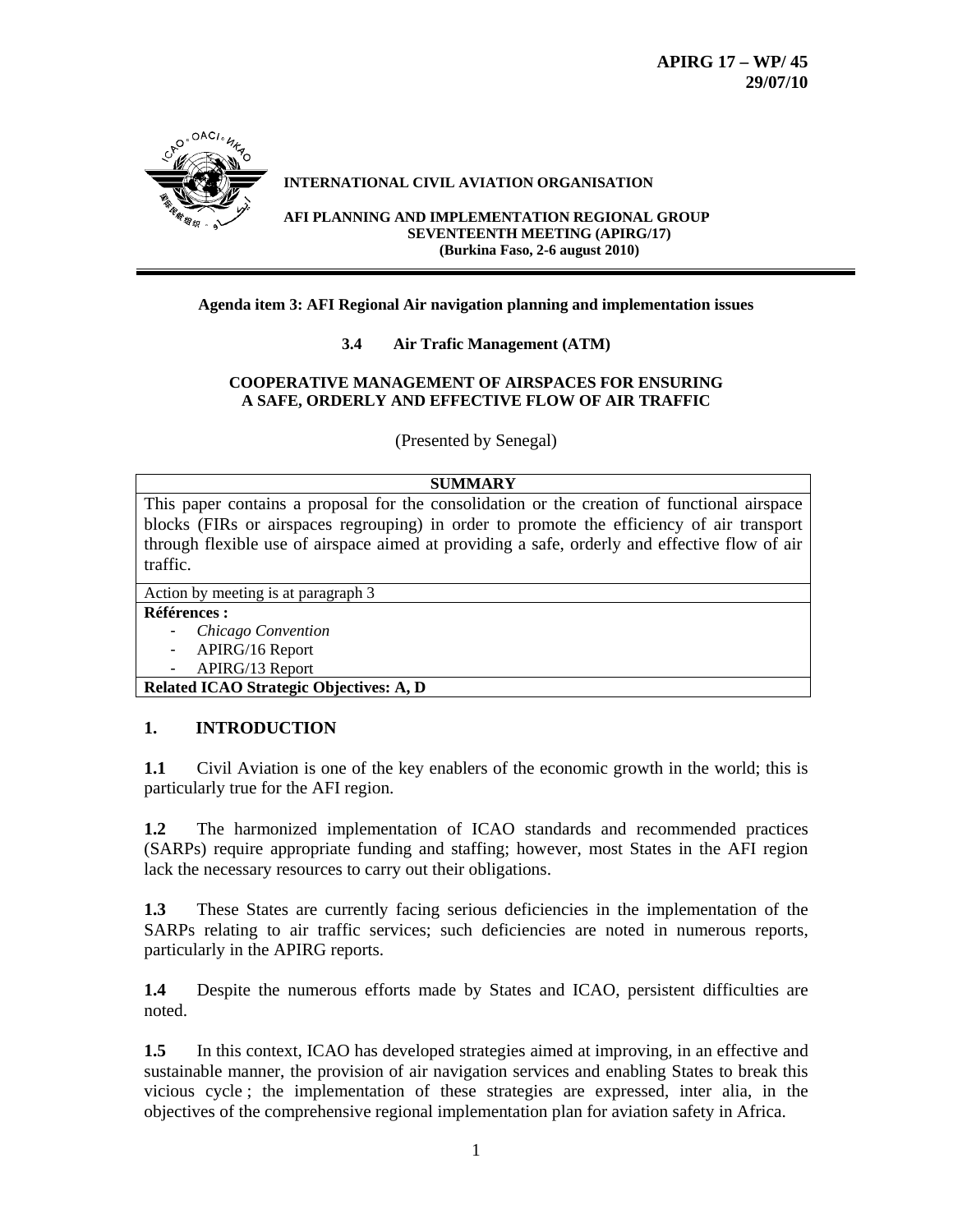**APIRG 17 – WP/ 45**
**29/07/10**

**INTERNATIONAL CIVIL AVIATION ORGANISATION**

**AFI PLANNING AND IMPLEMENTATION REGIONAL GROUP SEVENTEENTH MEETING (APIRG/17) (Burkina Faso, 2-6 august 2010)**

---

**Agenda item 3: AFI Regional Air navigation planning and implementation issues**

**3.4 Air Trafic Management (ATM)**

**COOPERATIVE MANAGEMENT OF AIRSPACES FOR ENSURING A SAFE, ORDERLY AND EFFECTIVE FLOW OF AIR TRAFFIC**

(Presented by Senegal)

| **SUMMARY** |
|---|
| This paper contains a proposal for the consolidation or the creation of functional airspace blocks (FIRs or airspaces regrouping) in order to promote the efficiency of air transport through flexible use of airspace aimed at providing a safe, orderly and effective flow of air traffic. |
| Action by meeting is at paragraph 3 |
| **Références :**<br>- *Chicago Convention*<br>- APIRG/16 Report<br>- APIRG/13 Report |
| **Related ICAO Strategic Objectives: A, D** |

## 1. INTRODUCTION

**1.1** Civil Aviation is one of the key enablers of the economic growth in the world; this is particularly true for the AFI region.

**1.2** The harmonized implementation of ICAO standards and recommended practices (SARPs) require appropriate funding and staffing; however, most States in the AFI region lack the necessary resources to carry out their obligations.

**1.3** These States are currently facing serious deficiencies in the implementation of the SARPs relating to air traffic services; such deficiencies are noted in numerous reports, particularly in the APIRG reports.

**1.4** Despite the numerous efforts made by States and ICAO, persistent difficulties are noted.

**1.5** In this context, ICAO has developed strategies aimed at improving, in an effective and sustainable manner, the provision of air navigation services and enabling States to break this vicious cycle ; the implementation of these strategies are expressed, inter alia, in the objectives of the comprehensive regional implementation plan for aviation safety in Africa.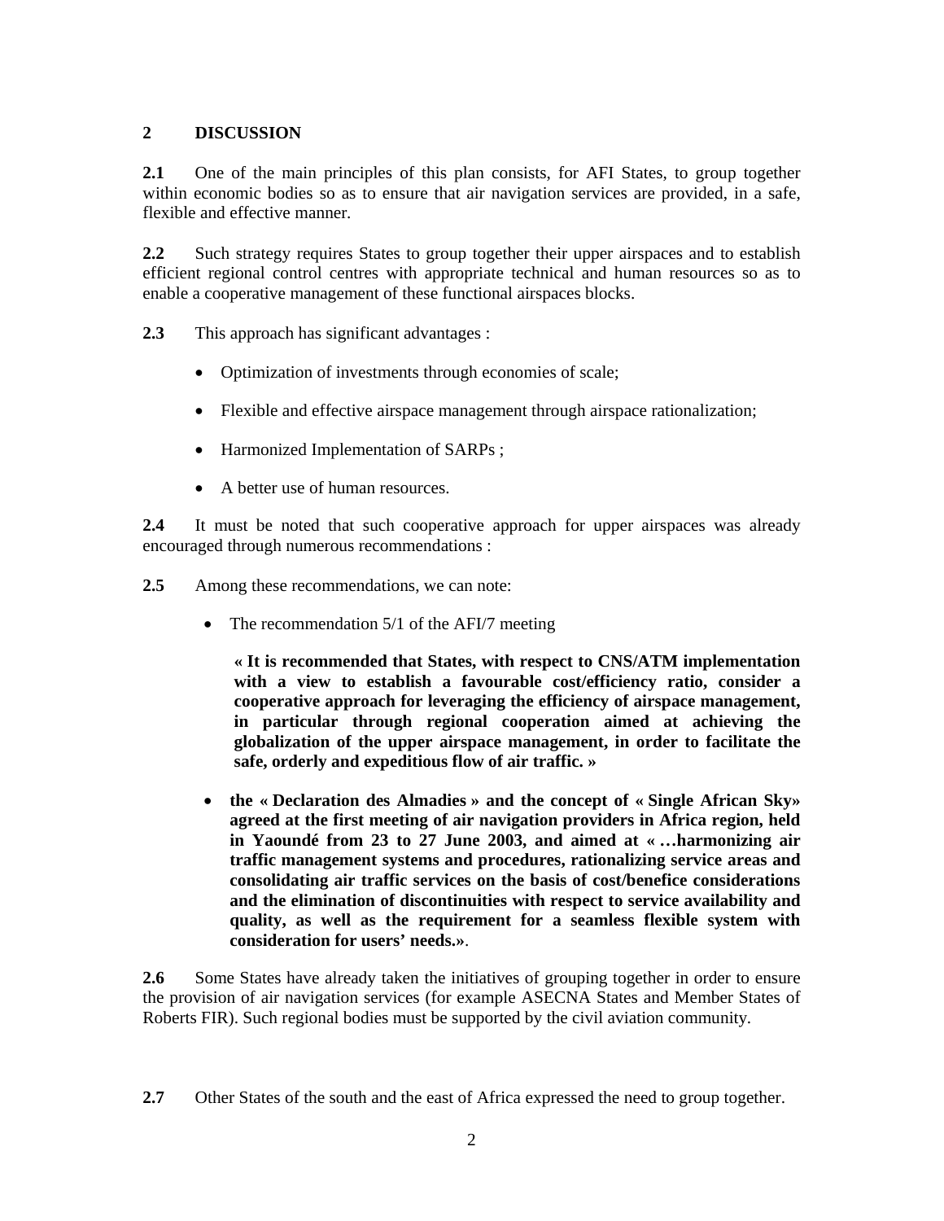## 2 DISCUSSION

**2.1** One of the main principles of this plan consists, for AFI States, to group together within economic bodies so as to ensure that air navigation services are provided, in a safe, flexible and effective manner.

**2.2** Such strategy requires States to group together their upper airspaces and to establish efficient regional control centres with appropriate technical and human resources so as to enable a cooperative management of these functional airspaces blocks.

**2.3** This approach has significant advantages :

- Optimization of investments through economies of scale;
- Flexible and effective airspace management through airspace rationalization;
- Harmonized Implementation of SARPs ;
- A better use of human resources.

**2.4** It must be noted that such cooperative approach for upper airspaces was already encouraged through numerous recommendations :

**2.5** Among these recommendations, we can note:

- The recommendation 5/1 of the AFI/7 meeting

  **« It is recommended that States, with respect to CNS/ATM implementation with a view to establish a favourable cost/efficiency ratio, consider a cooperative approach for leveraging the efficiency of airspace management, in particular through regional cooperation aimed at achieving the globalization of the upper airspace management, in order to facilitate the safe, orderly and expeditious flow of air traffic. »**

- **the « Declaration des Almadies » and the concept of « Single African Sky» agreed at the first meeting of air navigation providers in Africa region, held in Yaoundé from 23 to 27 June 2003, and aimed at « …harmonizing air traffic management systems and procedures, rationalizing service areas and consolidating air traffic services on the basis of cost/benefice considerations and the elimination of discontinuities with respect to service availability and quality, as well as the requirement for a seamless flexible system with consideration for users' needs.»**.

**2.6** Some States have already taken the initiatives of grouping together in order to ensure the provision of air navigation services (for example ASECNA States and Member States of Roberts FIR). Such regional bodies must be supported by the civil aviation community.

**2.7** Other States of the south and the east of Africa expressed the need to group together.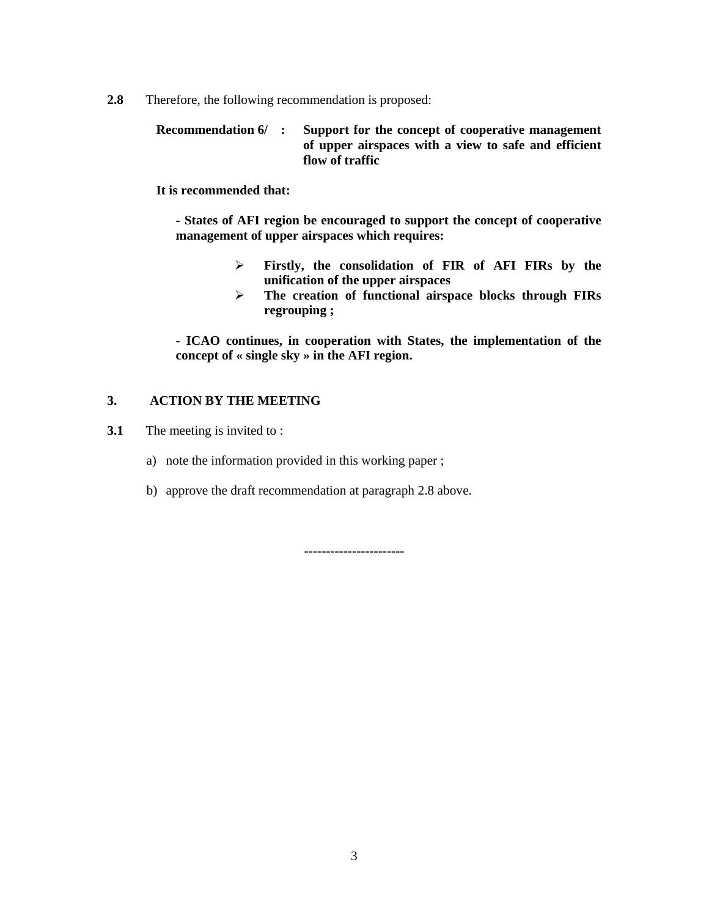**2.8** Therefore, the following recommendation is proposed:

**Recommendation 6/ : Support for the concept of cooperative management of upper airspaces with a view to safe and efficient flow of traffic**

**It is recommended that:**

**- States of AFI region be encouraged to support the concept of cooperative management of upper airspaces which requires:**

- **Firstly, the consolidation of FIR of AFI FIRs by the unification of the upper airspaces**
- **The creation of functional airspace blocks through FIRs regrouping ;**

**- ICAO continues, in cooperation with States, the implementation of the concept of « single sky » in the AFI region.**

## 3. ACTION BY THE MEETING

**3.1** The meeting is invited to :

a) note the information provided in this working paper ;

b) approve the draft recommendation at paragraph 2.8 above.

----------------------